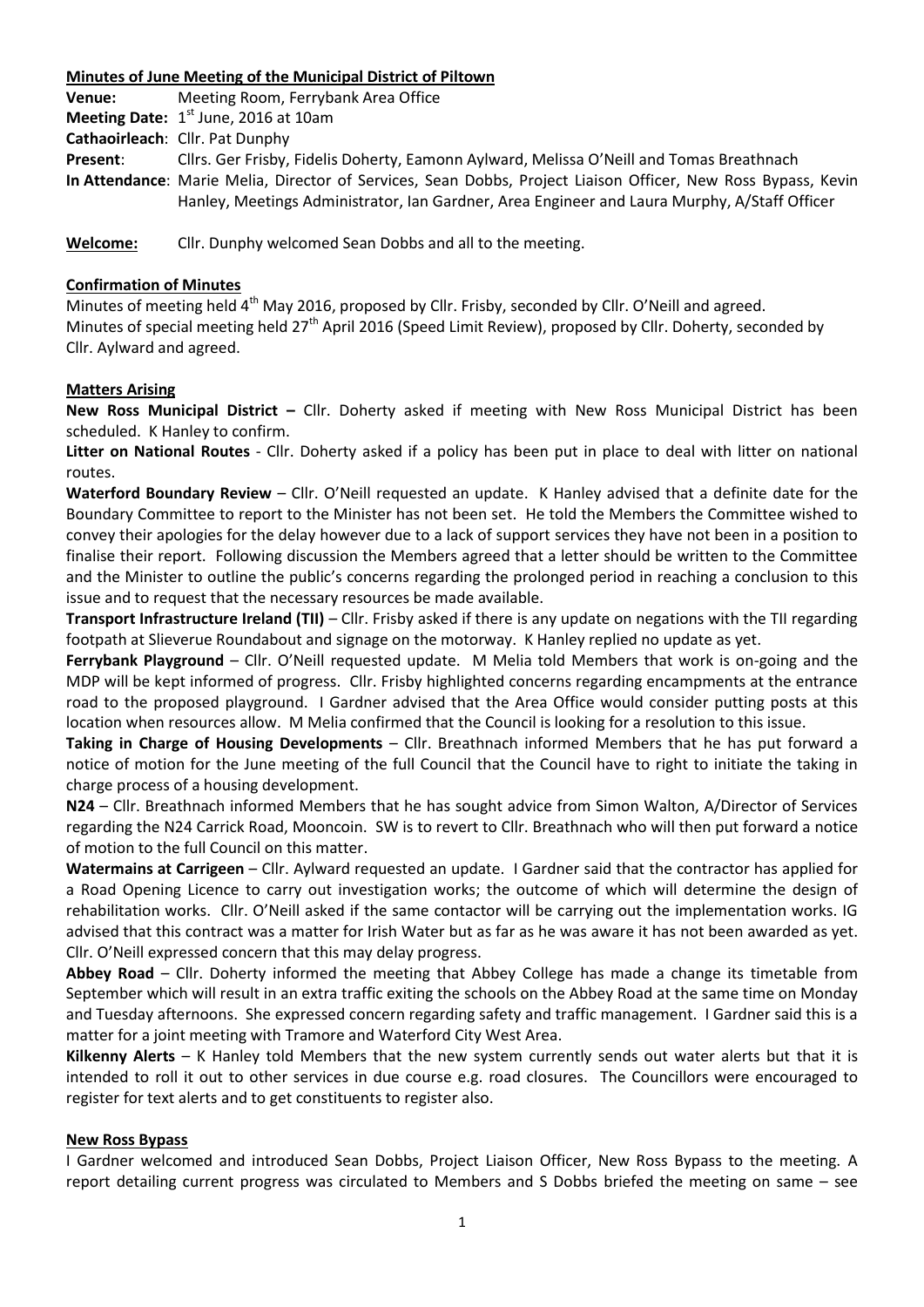**Minutes of June Meeting of the Municipal District of Piltown**

**Venue:** Meeting Room, Ferrybank Area Office
**Meeting Date:** 1st June, 2016 at 10am
**Cathaoirleach**: Cllr. Pat Dunphy
**Present**: Cllrs. Ger Frisby, Fidelis Doherty, Eamonn Aylward, Melissa O'Neill and Tomas Breathnach
**In Attendance**: Marie Melia, Director of Services, Sean Dobbs, Project Liaison Officer, New Ross Bypass, Kevin Hanley, Meetings Administrator, Ian Gardner, Area Engineer and Laura Murphy, A/Staff Officer

**Welcome:** Cllr. Dunphy welcomed Sean Dobbs and all to the meeting.

**Confirmation of Minutes**

Minutes of meeting held 4th May 2016, proposed by Cllr. Frisby, seconded by Cllr. O'Neill and agreed.
Minutes of special meeting held 27th April 2016 (Speed Limit Review), proposed by Cllr. Doherty, seconded by Cllr. Aylward and agreed.

**Matters Arising**

**New Ross Municipal District –** Cllr. Doherty asked if meeting with New Ross Municipal District has been scheduled. K Hanley to confirm.

**Litter on National Routes** - Cllr. Doherty asked if a policy has been put in place to deal with litter on national routes.

**Waterford Boundary Review** – Cllr. O'Neill requested an update. K Hanley advised that a definite date for the Boundary Committee to report to the Minister has not been set. He told the Members the Committee wished to convey their apologies for the delay however due to a lack of support services they have not been in a position to finalise their report. Following discussion the Members agreed that a letter should be written to the Committee and the Minister to outline the public's concerns regarding the prolonged period in reaching a conclusion to this issue and to request that the necessary resources be made available.

**Transport Infrastructure Ireland (TII)** – Cllr. Frisby asked if there is any update on negations with the TII regarding footpath at Slieverue Roundabout and signage on the motorway. K Hanley replied no update as yet.

**Ferrybank Playground** – Cllr. O'Neill requested update. M Melia told Members that work is on-going and the MDP will be kept informed of progress. Cllr. Frisby highlighted concerns regarding encampments at the entrance road to the proposed playground. I Gardner advised that the Area Office would consider putting posts at this location when resources allow. M Melia confirmed that the Council is looking for a resolution to this issue.

**Taking in Charge of Housing Developments** – Cllr. Breathnach informed Members that he has put forward a notice of motion for the June meeting of the full Council that the Council have to right to initiate the taking in charge process of a housing development.

**N24** – Cllr. Breathnach informed Members that he has sought advice from Simon Walton, A/Director of Services regarding the N24 Carrick Road, Mooncoin. SW is to revert to Cllr. Breathnach who will then put forward a notice of motion to the full Council on this matter.

**Watermains at Carrigeen** – Cllr. Aylward requested an update. I Gardner said that the contractor has applied for a Road Opening Licence to carry out investigation works; the outcome of which will determine the design of rehabilitation works. Cllr. O'Neill asked if the same contactor will be carrying out the implementation works. IG advised that this contract was a matter for Irish Water but as far as he was aware it has not been awarded as yet. Cllr. O'Neill expressed concern that this may delay progress.

**Abbey Road** – Cllr. Doherty informed the meeting that Abbey College has made a change its timetable from September which will result in an extra traffic exiting the schools on the Abbey Road at the same time on Monday and Tuesday afternoons. She expressed concern regarding safety and traffic management. I Gardner said this is a matter for a joint meeting with Tramore and Waterford City West Area.

**Kilkenny Alerts** – K Hanley told Members that the new system currently sends out water alerts but that it is intended to roll it out to other services in due course e.g. road closures. The Councillors were encouraged to register for text alerts and to get constituents to register also.

**New Ross Bypass**

I Gardner welcomed and introduced Sean Dobbs, Project Liaison Officer, New Ross Bypass to the meeting. A report detailing current progress was circulated to Members and S Dobbs briefed the meeting on same – see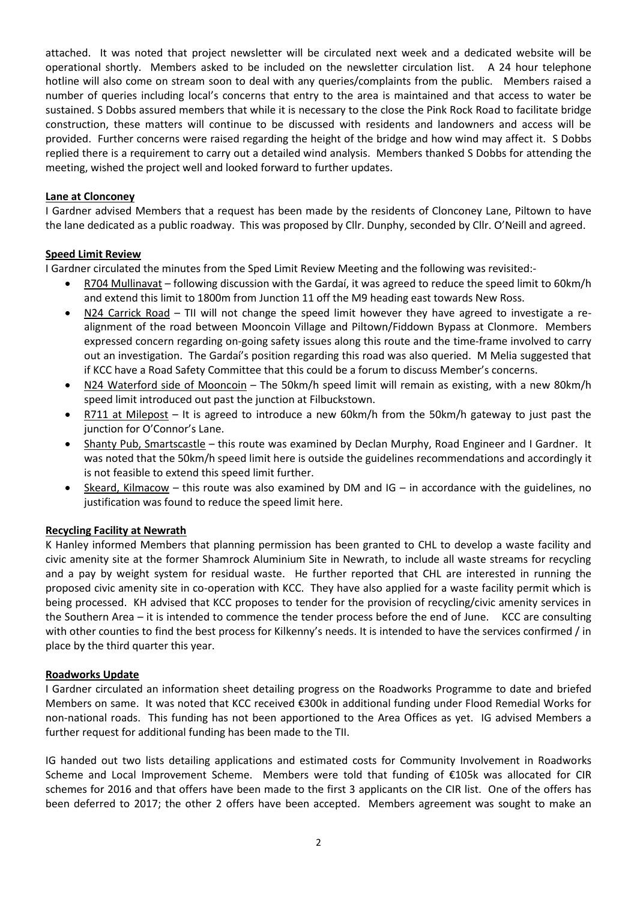attached. It was noted that project newsletter will be circulated next week and a dedicated website will be operational shortly. Members asked to be included on the newsletter circulation list. A 24 hour telephone hotline will also come on stream soon to deal with any queries/complaints from the public. Members raised a number of queries including local's concerns that entry to the area is maintained and that access to water be sustained. S Dobbs assured members that while it is necessary to the close the Pink Rock Road to facilitate bridge construction, these matters will continue to be discussed with residents and landowners and access will be provided. Further concerns were raised regarding the height of the bridge and how wind may affect it. S Dobbs replied there is a requirement to carry out a detailed wind analysis. Members thanked S Dobbs for attending the meeting, wished the project well and looked forward to further updates.

**Lane at Clonconey**

I Gardner advised Members that a request has been made by the residents of Clonconey Lane, Piltown to have the lane dedicated as a public roadway. This was proposed by Cllr. Dunphy, seconded by Cllr. O'Neill and agreed.

**Speed Limit Review**

I Gardner circulated the minutes from the Sped Limit Review Meeting and the following was revisited:-

- R704 Mullinavat – following discussion with the Gardaí, it was agreed to reduce the speed limit to 60km/h and extend this limit to 1800m from Junction 11 off the M9 heading east towards New Ross.
- N24 Carrick Road – TII will not change the speed limit however they have agreed to investigate a re-alignment of the road between Mooncoin Village and Piltown/Fiddown Bypass at Clonmore. Members expressed concern regarding on-going safety issues along this route and the time-frame involved to carry out an investigation. The Gardaí's position regarding this road was also queried. M Melia suggested that if KCC have a Road Safety Committee that this could be a forum to discuss Member's concerns.
- N24 Waterford side of Mooncoin – The 50km/h speed limit will remain as existing, with a new 80km/h speed limit introduced out past the junction at Filbuckstown.
- R711 at Milepost – It is agreed to introduce a new 60km/h from the 50km/h gateway to just past the junction for O'Connor's Lane.
- Shanty Pub, Smartscastle – this route was examined by Declan Murphy, Road Engineer and I Gardner. It was noted that the 50km/h speed limit here is outside the guidelines recommendations and accordingly it is not feasible to extend this speed limit further.
- Skeard, Kilmacow – this route was also examined by DM and IG – in accordance with the guidelines, no justification was found to reduce the speed limit here.

**Recycling Facility at Newrath**

K Hanley informed Members that planning permission has been granted to CHL to develop a waste facility and civic amenity site at the former Shamrock Aluminium Site in Newrath, to include all waste streams for recycling and a pay by weight system for residual waste. He further reported that CHL are interested in running the proposed civic amenity site in co-operation with KCC. They have also applied for a waste facility permit which is being processed. KH advised that KCC proposes to tender for the provision of recycling/civic amenity services in the Southern Area – it is intended to commence the tender process before the end of June. KCC are consulting with other counties to find the best process for Kilkenny's needs. It is intended to have the services confirmed / in place by the third quarter this year.

**Roadworks Update**

I Gardner circulated an information sheet detailing progress on the Roadworks Programme to date and briefed Members on same. It was noted that KCC received €300k in additional funding under Flood Remedial Works for non-national roads. This funding has not been apportioned to the Area Offices as yet. IG advised Members a further request for additional funding has been made to the TII.

IG handed out two lists detailing applications and estimated costs for Community Involvement in Roadworks Scheme and Local Improvement Scheme. Members were told that funding of €105k was allocated for CIR schemes for 2016 and that offers have been made to the first 3 applicants on the CIR list. One of the offers has been deferred to 2017; the other 2 offers have been accepted. Members agreement was sought to make an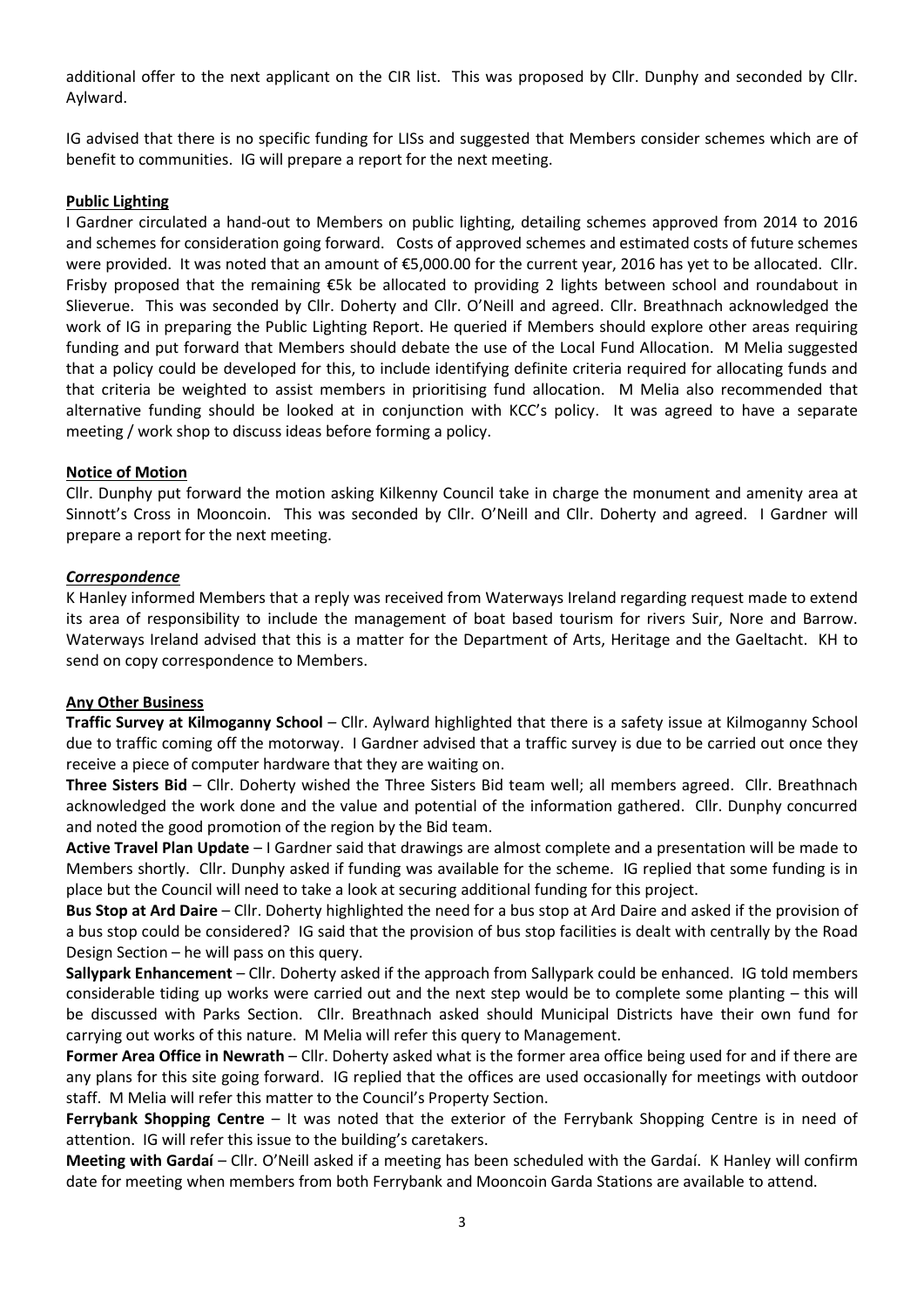additional offer to the next applicant on the CIR list. This was proposed by Cllr. Dunphy and seconded by Cllr. Aylward.

IG advised that there is no specific funding for LISs and suggested that Members consider schemes which are of benefit to communities. IG will prepare a report for the next meeting.

**Public Lighting**

I Gardner circulated a hand-out to Members on public lighting, detailing schemes approved from 2014 to 2016 and schemes for consideration going forward. Costs of approved schemes and estimated costs of future schemes were provided. It was noted that an amount of €5,000.00 for the current year, 2016 has yet to be allocated. Cllr. Frisby proposed that the remaining €5k be allocated to providing 2 lights between school and roundabout in Slieverue. This was seconded by Cllr. Doherty and Cllr. O'Neill and agreed. Cllr. Breathnach acknowledged the work of IG in preparing the Public Lighting Report. He queried if Members should explore other areas requiring funding and put forward that Members should debate the use of the Local Fund Allocation. M Melia suggested that a policy could be developed for this, to include identifying definite criteria required for allocating funds and that criteria be weighted to assist members in prioritising fund allocation. M Melia also recommended that alternative funding should be looked at in conjunction with KCC's policy. It was agreed to have a separate meeting / work shop to discuss ideas before forming a policy.

**Notice of Motion**

Cllr. Dunphy put forward the motion asking Kilkenny Council take in charge the monument and amenity area at Sinnott's Cross in Mooncoin. This was seconded by Cllr. O'Neill and Cllr. Doherty and agreed. I Gardner will prepare a report for the next meeting.

***Correspondence***

K Hanley informed Members that a reply was received from Waterways Ireland regarding request made to extend its area of responsibility to include the management of boat based tourism for rivers Suir, Nore and Barrow. Waterways Ireland advised that this is a matter for the Department of Arts, Heritage and the Gaeltacht. KH to send on copy correspondence to Members.

**Any Other Business**

**Traffic Survey at Kilmoganny School** – Cllr. Aylward highlighted that there is a safety issue at Kilmoganny School due to traffic coming off the motorway. I Gardner advised that a traffic survey is due to be carried out once they receive a piece of computer hardware that they are waiting on.

**Three Sisters Bid** – Cllr. Doherty wished the Three Sisters Bid team well; all members agreed. Cllr. Breathnach acknowledged the work done and the value and potential of the information gathered. Cllr. Dunphy concurred and noted the good promotion of the region by the Bid team.

**Active Travel Plan Update** – I Gardner said that drawings are almost complete and a presentation will be made to Members shortly. Cllr. Dunphy asked if funding was available for the scheme. IG replied that some funding is in place but the Council will need to take a look at securing additional funding for this project.

**Bus Stop at Ard Daire** – Cllr. Doherty highlighted the need for a bus stop at Ard Daire and asked if the provision of a bus stop could be considered? IG said that the provision of bus stop facilities is dealt with centrally by the Road Design Section – he will pass on this query.

**Sallypark Enhancement** – Cllr. Doherty asked if the approach from Sallypark could be enhanced. IG told members considerable tiding up works were carried out and the next step would be to complete some planting – this will be discussed with Parks Section. Cllr. Breathnach asked should Municipal Districts have their own fund for carrying out works of this nature. M Melia will refer this query to Management.

**Former Area Office in Newrath** – Cllr. Doherty asked what is the former area office being used for and if there are any plans for this site going forward. IG replied that the offices are used occasionally for meetings with outdoor staff. M Melia will refer this matter to the Council's Property Section.

**Ferrybank Shopping Centre** – It was noted that the exterior of the Ferrybank Shopping Centre is in need of attention. IG will refer this issue to the building's caretakers.

**Meeting with Gardaí** – Cllr. O'Neill asked if a meeting has been scheduled with the Gardaí. K Hanley will confirm date for meeting when members from both Ferrybank and Mooncoin Garda Stations are available to attend.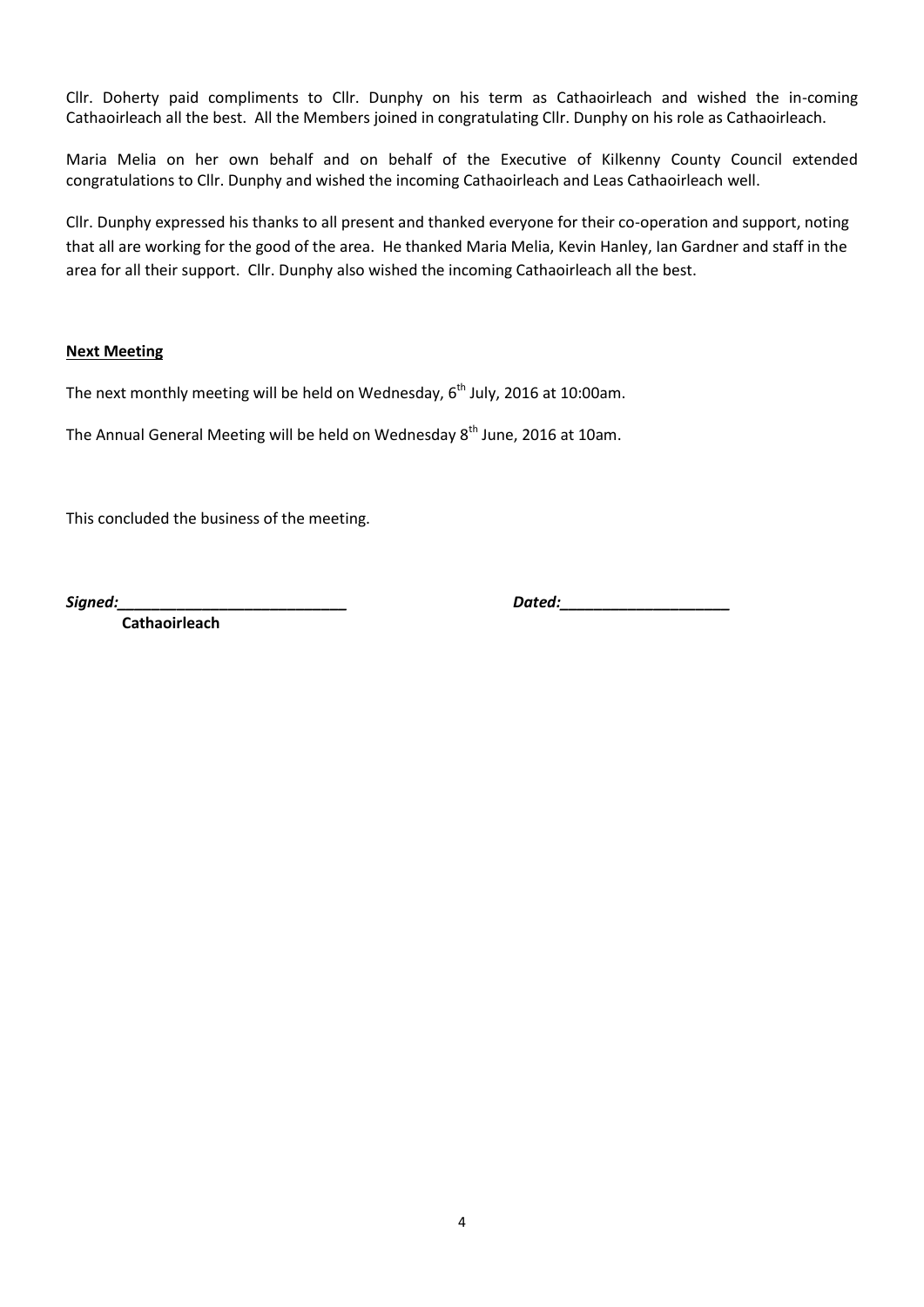Cllr. Doherty paid compliments to Cllr. Dunphy on his term as Cathaoirleach and wished the in-coming Cathaoirleach all the best. All the Members joined in congratulating Cllr. Dunphy on his role as Cathaoirleach.

Maria Melia on her own behalf and on behalf of the Executive of Kilkenny County Council extended congratulations to Cllr. Dunphy and wished the incoming Cathaoirleach and Leas Cathaoirleach well.

Cllr. Dunphy expressed his thanks to all present and thanked everyone for their co-operation and support, noting that all are working for the good of the area. He thanked Maria Melia, Kevin Hanley, Ian Gardner and staff in the area for all their support. Cllr. Dunphy also wished the incoming Cathaoirleach all the best.

**Next Meeting**

The next monthly meeting will be held on Wednesday, 6th July, 2016 at 10:00am.

The Annual General Meeting will be held on Wednesday 8th June, 2016 at 10am.

This concluded the business of the meeting.

***Signed:___________________________*** ***Dated:____________________***

**Cathaoirleach**